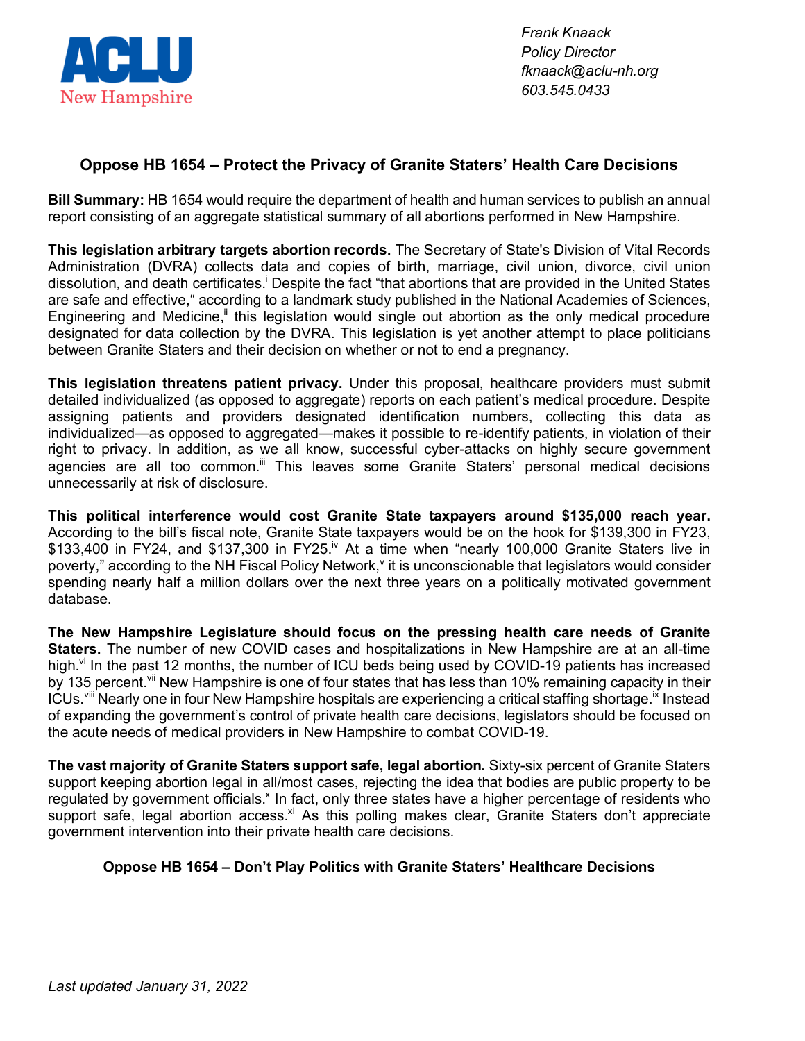ACLU New Hampshire

*Frank Knaack*
*Policy Director*
*fknaack@aclu-nh.org*
*603.545.0433*

## Oppose HB 1654 – Protect the Privacy of Granite Staters' Health Care Decisions

**Bill Summary:** HB 1654 would require the department of health and human services to publish an annual report consisting of an aggregate statistical summary of all abortions performed in New Hampshire.

**This legislation arbitrary targets abortion records.** The Secretary of State's Division of Vital Records Administration (DVRA) collects data and copies of birth, marriage, civil union, divorce, civil union dissolution, and death certificates.[i] Despite the fact "that abortions that are provided in the United States are safe and effective," according to a landmark study published in the National Academies of Sciences, Engineering and Medicine,[ii] this legislation would single out abortion as the only medical procedure designated for data collection by the DVRA. This legislation is yet another attempt to place politicians between Granite Staters and their decision on whether or not to end a pregnancy.

**This legislation threatens patient privacy.** Under this proposal, healthcare providers must submit detailed individualized (as opposed to aggregate) reports on each patient's medical procedure. Despite assigning patients and providers designated identification numbers, collecting this data as individualized—as opposed to aggregated—makes it possible to re-identify patients, in violation of their right to privacy. In addition, as we all know, successful cyber-attacks on highly secure government agencies are all too common.[iii] This leaves some Granite Staters' personal medical decisions unnecessarily at risk of disclosure.

**This political interference would cost Granite State taxpayers around $135,000 reach year.** According to the bill's fiscal note, Granite State taxpayers would be on the hook for $139,300 in FY23, $133,400 in FY24, and $137,300 in FY25.[iv] At a time when "nearly 100,000 Granite Staters live in poverty," according to the NH Fiscal Policy Network,[v] it is unconscionable that legislators would consider spending nearly half a million dollars over the next three years on a politically motivated government database.

**The New Hampshire Legislature should focus on the pressing health care needs of Granite Staters.** The number of new COVID cases and hospitalizations in New Hampshire are at an all-time high.[vi] In the past 12 months, the number of ICU beds being used by COVID-19 patients has increased by 135 percent.[vii] New Hampshire is one of four states that has less than 10% remaining capacity in their ICUs.[viii] Nearly one in four New Hampshire hospitals are experiencing a critical staffing shortage.[ix] Instead of expanding the government's control of private health care decisions, legislators should be focused on the acute needs of medical providers in New Hampshire to combat COVID-19.

**The vast majority of Granite Staters support safe, legal abortion.** Sixty-six percent of Granite Staters support keeping abortion legal in all/most cases, rejecting the idea that bodies are public property to be regulated by government officials.[x] In fact, only three states have a higher percentage of residents who support safe, legal abortion access.[xi] As this polling makes clear, Granite Staters don't appreciate government intervention into their private health care decisions.

**Oppose HB 1654 – Don't Play Politics with Granite Staters' Healthcare Decisions**

*Last updated January 31, 2022*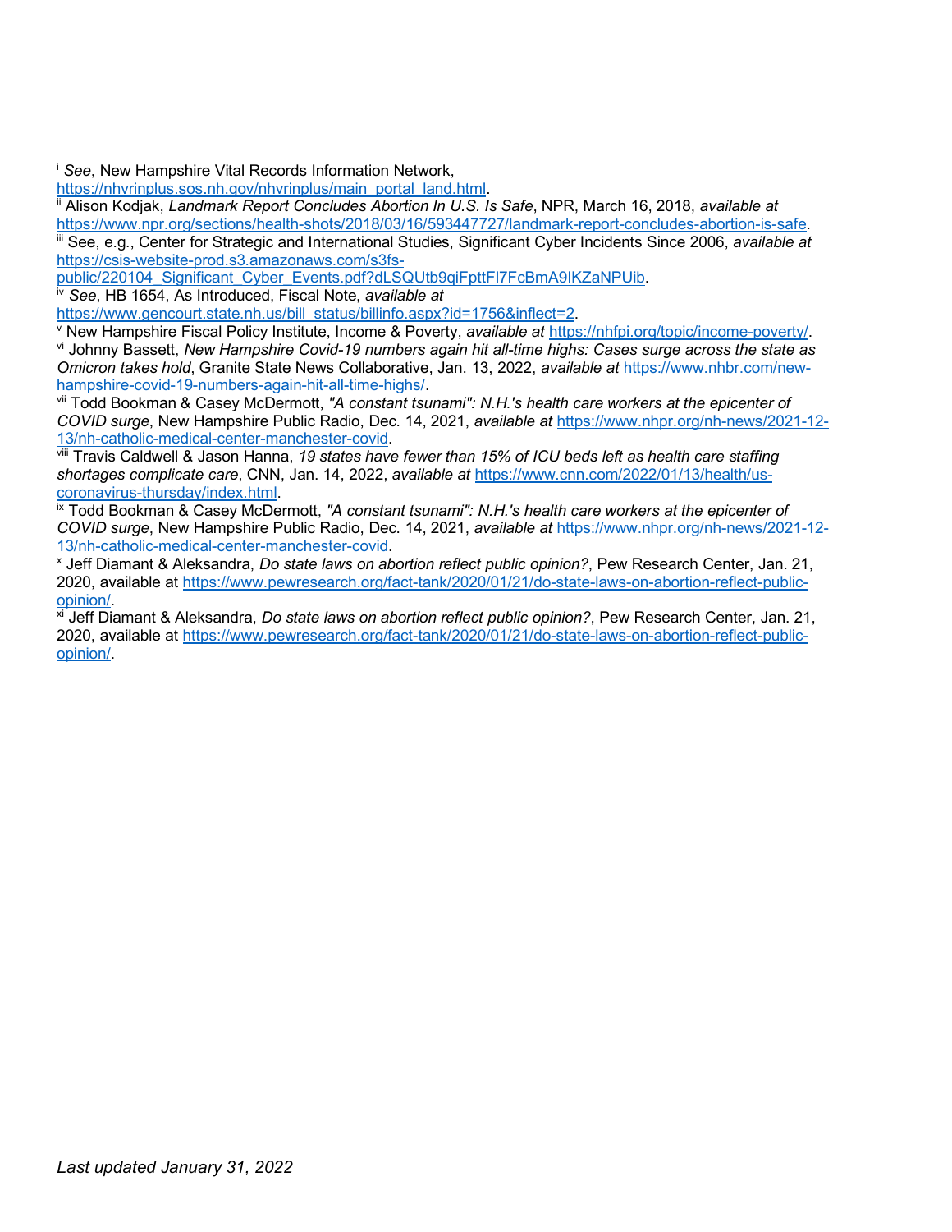[i] *See*, New Hampshire Vital Records Information Network, https://nhvrinplus.sos.nh.gov/nhvrinplus/main_portal_land.html.

[ii] Alison Kodjak, *Landmark Report Concludes Abortion In U.S. Is Safe*, NPR, March 16, 2018, *available at* https://www.npr.org/sections/health-shots/2018/03/16/593447727/landmark-report-concludes-abortion-is-safe.

[iii] See, e.g., Center for Strategic and International Studies, Significant Cyber Incidents Since 2006, *available at* https://csis-website-prod.s3.amazonaws.com/s3fs-public/220104_Significant_Cyber_Events.pdf?dLSQUtb9qiFpttFI7FcBmA9IKZaNPUib.

[iv] *See*, HB 1654, As Introduced, Fiscal Note, *available at* https://www.gencourt.state.nh.us/bill_status/billinfo.aspx?id=1756&inflect=2.

[v] New Hampshire Fiscal Policy Institute, Income & Poverty, *available at* https://nhfpi.org/topic/income-poverty/.

[vi] Johnny Bassett, *New Hampshire Covid-19 numbers again hit all-time highs: Cases surge across the state as Omicron takes hold*, Granite State News Collaborative, Jan. 13, 2022, *available at* https://www.nhbr.com/new-hampshire-covid-19-numbers-again-hit-all-time-highs/.

[vii] Todd Bookman & Casey McDermott, *"A constant tsunami": N.H.'s health care workers at the epicenter of COVID surge*, New Hampshire Public Radio, Dec. 14, 2021, *available at* https://www.nhpr.org/nh-news/2021-12-13/nh-catholic-medical-center-manchester-covid.

[viii] Travis Caldwell & Jason Hanna, *19 states have fewer than 15% of ICU beds left as health care staffing shortages complicate care*, CNN, Jan. 14, 2022, *available at* https://www.cnn.com/2022/01/13/health/us-coronavirus-thursday/index.html.

[ix] Todd Bookman & Casey McDermott, *"A constant tsunami": N.H.'s health care workers at the epicenter of COVID surge*, New Hampshire Public Radio, Dec. 14, 2021, *available at* https://www.nhpr.org/nh-news/2021-12-13/nh-catholic-medical-center-manchester-covid.

[x] Jeff Diamant & Aleksandra, *Do state laws on abortion reflect public opinion?*, Pew Research Center, Jan. 21, 2020, available at https://www.pewresearch.org/fact-tank/2020/01/21/do-state-laws-on-abortion-reflect-public-opinion/.

[xi] Jeff Diamant & Aleksandra, *Do state laws on abortion reflect public opinion?*, Pew Research Center, Jan. 21, 2020, available at https://www.pewresearch.org/fact-tank/2020/01/21/do-state-laws-on-abortion-reflect-public-opinion/.

*Last updated January 31, 2022*